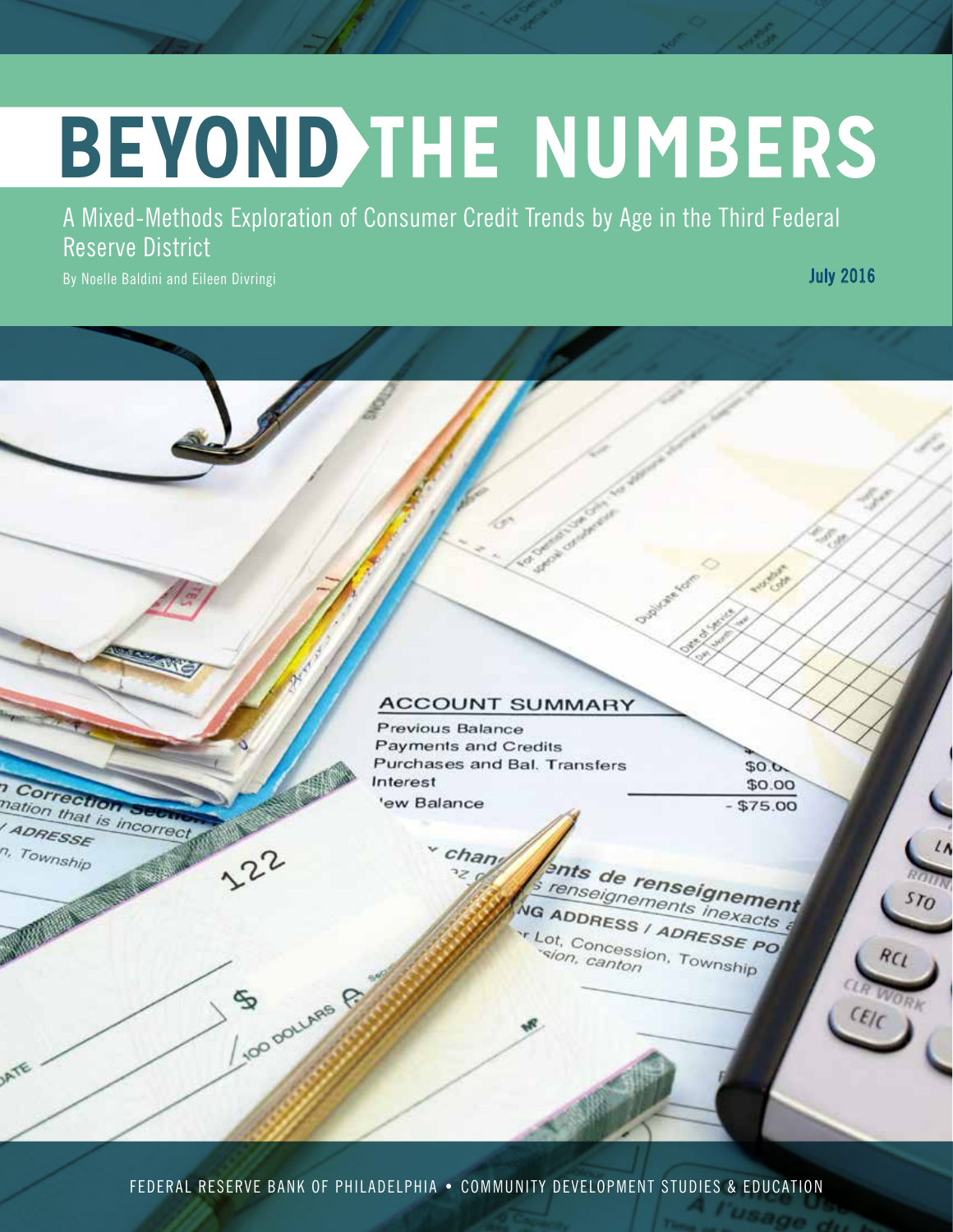# BEYOND THE NUMBERS

## A Mixed-Methods Exploration of Consumer Credit Trends by Age in the Third Federal Reserve District

By Noelle Baldini and Eileen Divringi

July 2016

FEDERAL RESERVE BANK OF PHILADELPHIA • COMMUNITY DEVELOPMENT STUDIES & EDUCATION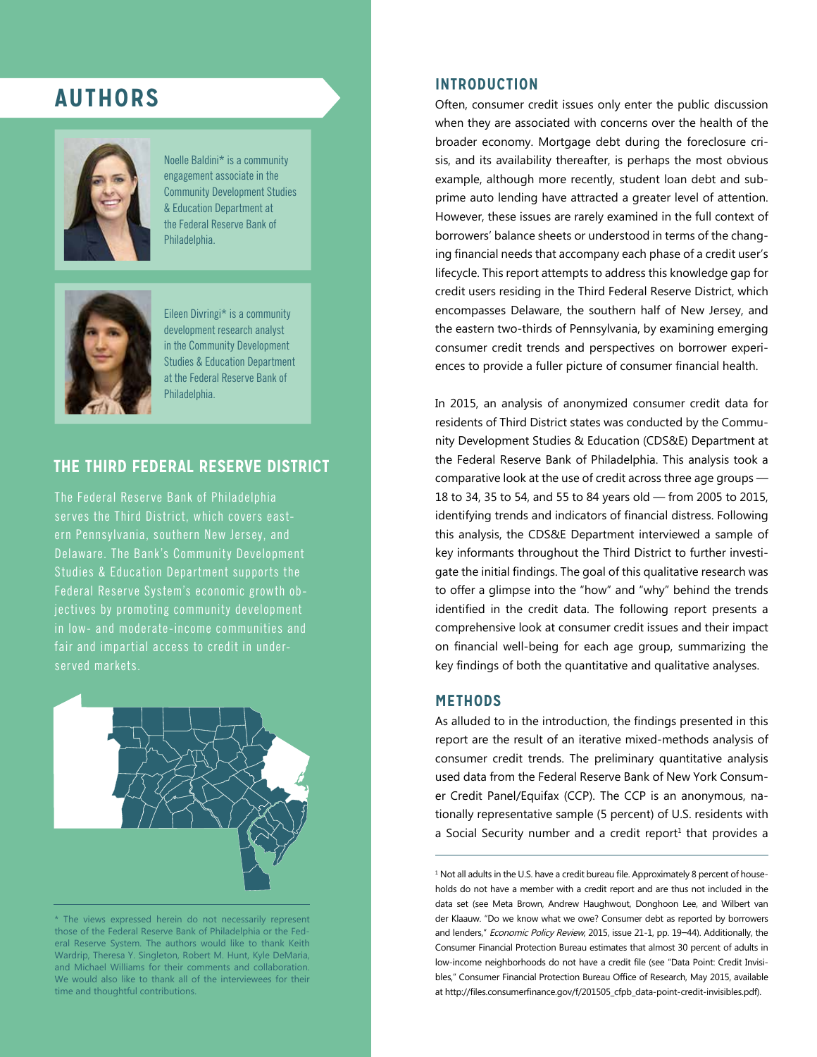## AUTHORS

Noelle Baldini* is a community engagement associate in the Community Development Studies & Education Department at the Federal Reserve Bank of Philadelphia.

Eileen Divringi* is a community development research analyst in the Community Development Studies & Education Department at the Federal Reserve Bank of Philadelphia.

## THE THIRD FEDERAL RESERVE DISTRICT

The Federal Reserve Bank of Philadelphia serves the Third District, which covers eastern Pennsylvania, southern New Jersey, and Delaware. The Bank's Community Development Studies & Education Department supports the Federal Reserve System's economic growth objectives by promoting community development in low- and moderate-income communities and fair and impartial access to credit in underserved markets.

* The views expressed herein do not necessarily represent those of the Federal Reserve Bank of Philadelphia or the Federal Reserve System. The authors would like to thank Keith Wardrip, Theresa Y. Singleton, Robert M. Hunt, Kyle DeMaria, and Michael Williams for their comments and collaboration. We would also like to thank all of the interviewees for their time and thoughtful contributions.

## INTRODUCTION

Often, consumer credit issues only enter the public discussion when they are associated with concerns over the health of the broader economy. Mortgage debt during the foreclosure crisis, and its availability thereafter, is perhaps the most obvious example, although more recently, student loan debt and subprime auto lending have attracted a greater level of attention. However, these issues are rarely examined in the full context of borrowers' balance sheets or understood in terms of the changing financial needs that accompany each phase of a credit user's lifecycle. This report attempts to address this knowledge gap for credit users residing in the Third Federal Reserve District, which encompasses Delaware, the southern half of New Jersey, and the eastern two-thirds of Pennsylvania, by examining emerging consumer credit trends and perspectives on borrower experiences to provide a fuller picture of consumer financial health.

In 2015, an analysis of anonymized consumer credit data for residents of Third District states was conducted by the Community Development Studies & Education (CDS&E) Department at the Federal Reserve Bank of Philadelphia. This analysis took a comparative look at the use of credit across three age groups — 18 to 34, 35 to 54, and 55 to 84 years old — from 2005 to 2015, identifying trends and indicators of financial distress. Following this analysis, the CDS&E Department interviewed a sample of key informants throughout the Third District to further investigate the initial findings. The goal of this qualitative research was to offer a glimpse into the "how" and "why" behind the trends identified in the credit data. The following report presents a comprehensive look at consumer credit issues and their impact on financial well-being for each age group, summarizing the key findings of both the quantitative and qualitative analyses.

## METHODS

As alluded to in the introduction, the findings presented in this report are the result of an iterative mixed-methods analysis of consumer credit trends. The preliminary quantitative analysis used data from the Federal Reserve Bank of New York Consumer Credit Panel/Equifax (CCP). The CCP is an anonymous, nationally representative sample (5 percent) of U.S. residents with a Social Security number and a credit report[1] that provides a

[1] Not all adults in the U.S. have a credit bureau file. Approximately 8 percent of households do not have a member with a credit report and are thus not included in the data set (see Meta Brown, Andrew Haughwout, Donghoon Lee, and Wilbert van der Klaauw. "Do we know what we owe? Consumer debt as reported by borrowers and lenders," *Economic Policy Review,* 2015, issue 21-1, pp. 19–44). Additionally, the Consumer Financial Protection Bureau estimates that almost 30 percent of adults in low-income neighborhoods do not have a credit file (see "Data Point: Credit Invisibles," Consumer Financial Protection Bureau Office of Research, May 2015, available at http://files.consumerfinance.gov/f/201505_cfpb_data-point-credit-invisibles.pdf).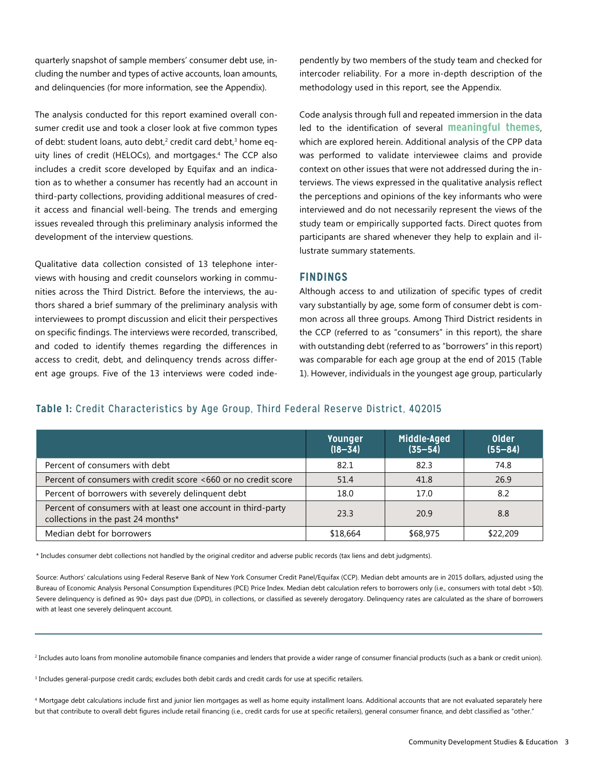quarterly snapshot of sample members' consumer debt use, including the number and types of active accounts, loan amounts, and delinquencies (for more information, see the Appendix).

The analysis conducted for this report examined overall consumer credit use and took a closer look at five common types of debt: student loans, auto debt,[2] credit card debt,[3] home equity lines of credit (HELOCs), and mortgages.[4] The CCP also includes a credit score developed by Equifax and an indication as to whether a consumer has recently had an account in third-party collections, providing additional measures of credit access and financial well-being. The trends and emerging issues revealed through this preliminary analysis informed the development of the interview questions.

Qualitative data collection consisted of 13 telephone interviews with housing and credit counselors working in communities across the Third District. Before the interviews, the authors shared a brief summary of the preliminary analysis with interviewees to prompt discussion and elicit their perspectives on specific findings. The interviews were recorded, transcribed, and coded to identify themes regarding the differences in access to credit, debt, and delinquency trends across different age groups. Five of the 13 interviews were coded independently by two members of the study team and checked for intercoder reliability. For a more in-depth description of the methodology used in this report, see the Appendix.

Code analysis through full and repeated immersion in the data led to the identification of several **meaningful themes**, which are explored herein. Additional analysis of the CPP data was performed to validate interviewee claims and provide context on other issues that were not addressed during the interviews. The views expressed in the qualitative analysis reflect the perceptions and opinions of the key informants who were interviewed and do not necessarily represent the views of the study team or empirically supported facts. Direct quotes from participants are shared whenever they help to explain and illustrate summary statements.

## FINDINGS

Although access to and utilization of specific types of credit vary substantially by age, some form of consumer debt is common across all three groups. Among Third District residents in the CCP (referred to as "consumers" in this report), the share with outstanding debt (referred to as "borrowers" in this report) was comparable for each age group at the end of 2015 (Table 1). However, individuals in the youngest age group, particularly

**Table 1:** Credit Characteristics by Age Group, Third Federal Reserve District, 4Q2015

| | Younger (18–34) | Middle-Aged (35–54) | Older (55–84) |
|---|---|---|---|
| Percent of consumers with debt | 82.1 | 82.3 | 74.8 |
| Percent of consumers with credit score <660 or no credit score | 51.4 | 41.8 | 26.9 |
| Percent of borrowers with severely delinquent debt | 18.0 | 17.0 | 8.2 |
| Percent of consumers with at least one account in third-party collections in the past 24 months* | 23.3 | 20.9 | 8.8 |
| Median debt for borrowers | $18,664 | $68,975 | $22,209 |

* Includes consumer debt collections not handled by the original creditor and adverse public records (tax liens and debt judgments).

Source: Authors' calculations using Federal Reserve Bank of New York Consumer Credit Panel/Equifax (CCP). Median debt amounts are in 2015 dollars, adjusted using the Bureau of Economic Analysis Personal Consumption Expenditures (PCE) Price Index. Median debt calculation refers to borrowers only (i.e., consumers with total debt >$0). Severe delinquency is defined as 90+ days past due (DPD), in collections, or classified as severely derogatory. Delinquency rates are calculated as the share of borrowers with at least one severely delinquent account.

---

[2] Includes auto loans from monoline automobile finance companies and lenders that provide a wider range of consumer financial products (such as a bank or credit union).

[3] Includes general-purpose credit cards; excludes both debit cards and credit cards for use at specific retailers.

[4] Mortgage debt calculations include first and junior lien mortgages as well as home equity installment loans. Additional accounts that are not evaluated separately here but that contribute to overall debt figures include retail financing (i.e., credit cards for use at specific retailers), general consumer finance, and debt classified as "other."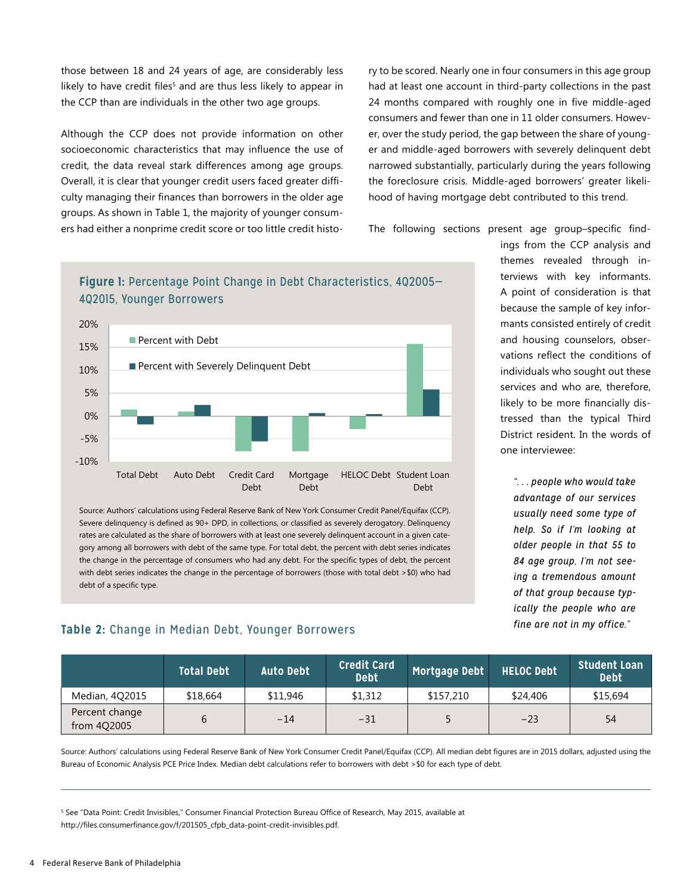those between 18 and 24 years of age, are considerably less likely to have credit files[5] and are thus less likely to appear in the CCP than are individuals in the other two age groups.

Although the CCP does not provide information on other socioeconomic characteristics that may influence the use of credit, the data reveal stark differences among age groups. Overall, it is clear that younger credit users faced greater difficulty managing their finances than borrowers in the older age groups. As shown in Table 1, the majority of younger consumers had either a nonprime credit score or too little credit history to be scored. Nearly one in four consumers in this age group had at least one account in third-party collections in the past 24 months compared with roughly one in five middle-aged consumers and fewer than one in 11 older consumers. However, over the study period, the gap between the share of younger and middle-aged borrowers with severely delinquent debt narrowed substantially, particularly during the years following the foreclosure crisis. Middle-aged borrowers' greater likelihood of having mortgage debt contributed to this trend.

The following sections present age group–specific findings from the CCP analysis and themes revealed through interviews with key informants. A point of consideration is that because the sample of key informants consisted entirely of credit and housing counselors, observations reflect the conditions of individuals who sought out these services and who are, therefore, likely to be more financially distressed than the typical Third District resident. In the words of one interviewee:

> *". . . people who would take advantage of our services usually need some type of help. So if I'm looking at older people in that 55 to 84 age group, I'm not seeing a tremendous amount of that group because typically the people who are fine are not in my office."*

**Figure 1:** Percentage Point Change in Debt Characteristics, 4Q2005–4Q2015, Younger Borrowers

Source: Authors' calculations using Federal Reserve Bank of New York Consumer Credit Panel/Equifax (CCP). Severe delinquency is defined as 90+ DPD, in collections, or classified as severely derogatory. Delinquency rates are calculated as the share of borrowers with at least one severely delinquent account in a given category among all borrowers with debt of the same type. For total debt, the percent with debt series indicates the change in the percentage of consumers who had any debt. For the specific types of debt, the percent with debt series indicates the change in the percentage of borrowers (those with total debt >$0) who had debt of a specific type.

**Table 2:** Change in Median Debt, Younger Borrowers

| | Total Debt | Auto Debt | Credit Card Debt | Mortgage Debt | HELOC Debt | Student Loan Debt |
|---|---|---|---|---|---|---|
| Median, 4Q2015 | $18,664 | $11,946 | $1,312 | $157,210 | $24,406 | $15,694 |
| Percent change from 4Q2005 | 6 | −14 | −31 | 5 | −23 | 54 |

Source: Authors' calculations using Federal Reserve Bank of New York Consumer Credit Panel/Equifax (CCP). All median debt figures are in 2015 dollars, adjusted using the Bureau of Economic Analysis PCE Price Index. Median debt calculations refer to borrowers with debt >$0 for each type of debt.

---

[5] See "Data Point: Credit Invisibles," Consumer Financial Protection Bureau Office of Research, May 2015, available at http://files.consumerfinance.gov/f/201505_cfpb_data-point-credit-invisibles.pdf.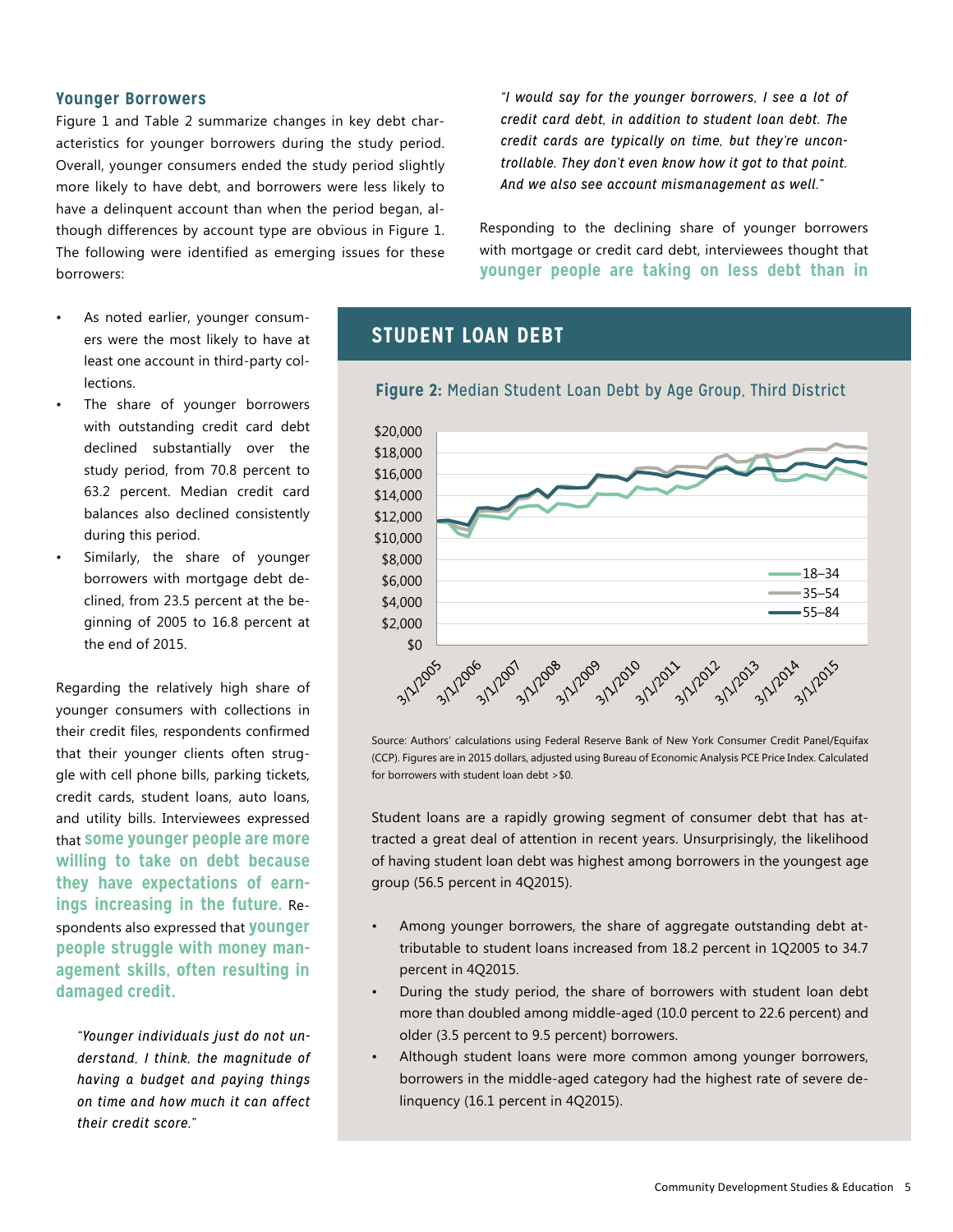### Younger Borrowers

Figure 1 and Table 2 summarize changes in key debt characteristics for younger borrowers during the study period. Overall, younger consumers ended the study period slightly more likely to have debt, and borrowers were less likely to have a delinquent account than when the period began, although differences by account type are obvious in Figure 1. The following were identified as emerging issues for these borrowers:

- As noted earlier, younger consumers were the most likely to have at least one account in third-party collections.
- The share of younger borrowers with outstanding credit card debt declined substantially over the study period, from 70.8 percent to 63.2 percent. Median credit card balances also declined consistently during this period.
- Similarly, the share of younger borrowers with mortgage debt declined, from 23.5 percent at the beginning of 2005 to 16.8 percent at the end of 2015.

Regarding the relatively high share of younger consumers with collections in their credit files, respondents confirmed that their younger clients often struggle with cell phone bills, parking tickets, credit cards, student loans, auto loans, and utility bills. Interviewees expressed that **some younger people are more willing to take on debt because they have expectations of earnings increasing in the future.** Respondents also expressed that **younger people struggle with money management skills, often resulting in damaged credit.**

> *"Younger individuals just do not understand, I think, the magnitude of having a budget and paying things on time and how much it can affect their credit score."*

> *"I would say for the younger borrowers, I see a lot of credit card debt, in addition to student loan debt. The credit cards are typically on time, but they're uncontrollable. They don't even know how it got to that point. And we also see account mismanagement as well."*

Responding to the declining share of younger borrowers with mortgage or credit card debt, interviewees thought that **younger people are taking on less debt than in**

## STUDENT LOAN DEBT

**Figure 2:** Median Student Loan Debt by Age Group, Third District

Source: Authors' calculations using Federal Reserve Bank of New York Consumer Credit Panel/Equifax (CCP). Figures are in 2015 dollars, adjusted using Bureau of Economic Analysis PCE Price Index. Calculated for borrowers with student loan debt >$0.

Student loans are a rapidly growing segment of consumer debt that has attracted a great deal of attention in recent years. Unsurprisingly, the likelihood of having student loan debt was highest among borrowers in the youngest age group (56.5 percent in 4Q2015).

- Among younger borrowers, the share of aggregate outstanding debt attributable to student loans increased from 18.2 percent in 1Q2005 to 34.7 percent in 4Q2015.
- During the study period, the share of borrowers with student loan debt more than doubled among middle-aged (10.0 percent to 22.6 percent) and older (3.5 percent to 9.5 percent) borrowers.
- Although student loans were more common among younger borrowers, borrowers in the middle-aged category had the highest rate of severe delinquency (16.1 percent in 4Q2015).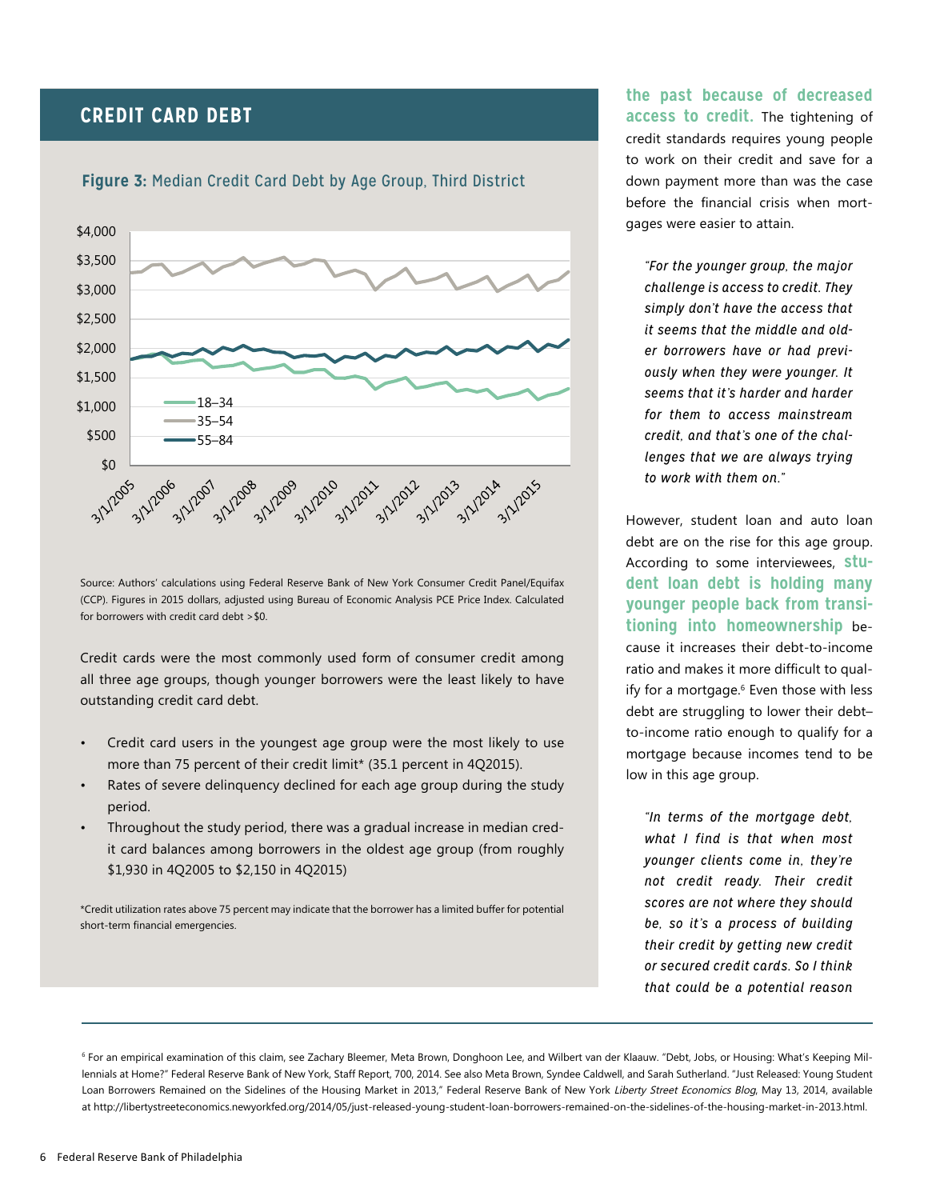## CREDIT CARD DEBT

**Figure 3:** Median Credit Card Debt by Age Group, Third District

Source: Authors' calculations using Federal Reserve Bank of New York Consumer Credit Panel/Equifax (CCP). Figures in 2015 dollars, adjusted using Bureau of Economic Analysis PCE Price Index. Calculated for borrowers with credit card debt > $0.

Credit cards were the most commonly used form of consumer credit among all three age groups, though younger borrowers were the least likely to have outstanding credit card debt.

- Credit card users in the youngest age group were the most likely to use more than 75 percent of their credit limit* (35.1 percent in 4Q2015).
- Rates of severe delinquency declined for each age group during the study period.
- Throughout the study period, there was a gradual increase in median credit card balances among borrowers in the oldest age group (from roughly $1,930 in 4Q2005 to $2,150 in 4Q2015)

*Credit utilization rates above 75 percent may indicate that the borrower has a limited buffer for potential short-term financial emergencies.

**the past because of decreased access to credit.** The tightening of credit standards requires young people to work on their credit and save for a down payment more than was the case before the financial crisis when mortgages were easier to attain.

> *"For the younger group, the major challenge is access to credit. They simply don't have the access that it seems that the middle and older borrowers have or had previously when they were younger. It seems that it's harder and harder for them to access mainstream credit, and that's one of the challenges that we are always trying to work with them on."*

However, student loan and auto loan debt are on the rise for this age group. According to some interviewees, **student loan debt is holding many younger people back from transitioning into homeownership** because it increases their debt-to-income ratio and makes it more difficult to qualify for a mortgage.[6] Even those with less debt are struggling to lower their debt–to-income ratio enough to qualify for a mortgage because incomes tend to be low in this age group.

> *"In terms of the mortgage debt, what I find is that when most younger clients come in, they're not credit ready. Their credit scores are not where they should be, so it's a process of building their credit by getting new credit or secured credit cards. So I think that could be a potential reason*

[6] For an empirical examination of this claim, see Zachary Bleemer, Meta Brown, Donghoon Lee, and Wilbert van der Klaauw. "Debt, Jobs, or Housing: What's Keeping Millennials at Home?" Federal Reserve Bank of New York, Staff Report, 700, 2014. See also Meta Brown, Syndee Caldwell, and Sarah Sutherland. "Just Released: Young Student Loan Borrowers Remained on the Sidelines of the Housing Market in 2013," Federal Reserve Bank of New York *Liberty Street Economics Blog*, May 13, 2014, available at http://libertystreeteconomics.newyorkfed.org/2014/05/just-released-young-student-loan-borrowers-remained-on-the-sidelines-of-the-housing-market-in-2013.html.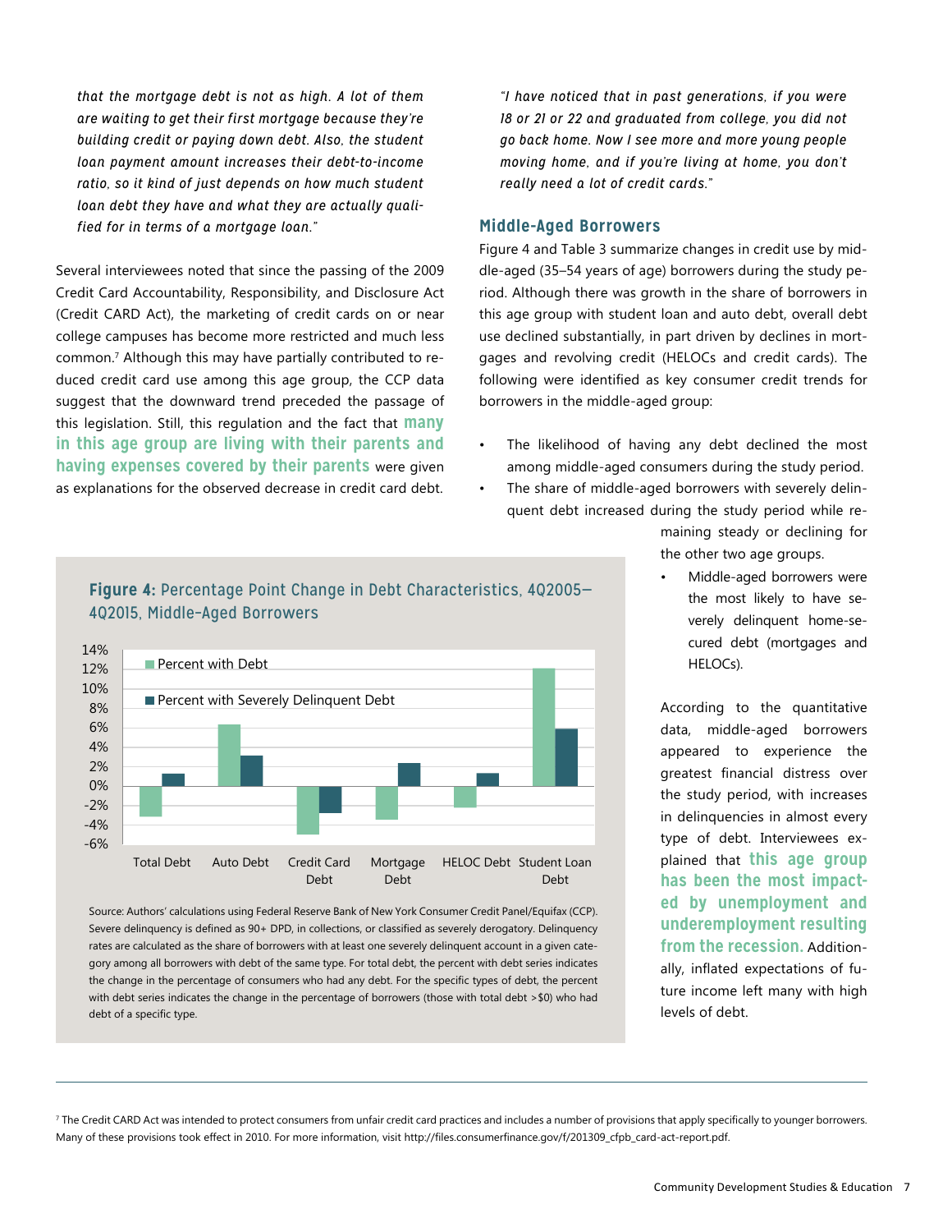*that the mortgage debt is not as high. A lot of them are waiting to get their first mortgage because they're building credit or paying down debt. Also, the student loan payment amount increases their debt-to-income ratio, so it kind of just depends on how much student loan debt they have and what they are actually qualified for in terms of a mortgage loan."*

Several interviewees noted that since the passing of the 2009 Credit Card Accountability, Responsibility, and Disclosure Act (Credit CARD Act), the marketing of credit cards on or near college campuses has become more restricted and much less common.[7] Although this may have partially contributed to reduced credit card use among this age group, the CCP data suggest that the downward trend preceded the passage of this legislation. Still, this regulation and the fact that **many in this age group are living with their parents and having expenses covered by their parents** were given as explanations for the observed decrease in credit card debt.

*"I have noticed that in past generations, if you were 18 or 21 or 22 and graduated from college, you did not go back home. Now I see more and more young people moving home, and if you're living at home, you don't really need a lot of credit cards."*

## Middle-Aged Borrowers

Figure 4 and Table 3 summarize changes in credit use by middle-aged (35–54 years of age) borrowers during the study period. Although there was growth in the share of borrowers in this age group with student loan and auto debt, overall debt use declined substantially, in part driven by declines in mortgages and revolving credit (HELOCs and credit cards). The following were identified as key consumer credit trends for borrowers in the middle-aged group:

- The likelihood of having any debt declined the most among middle-aged consumers during the study period.
- The share of middle-aged borrowers with severely delinquent debt increased during the study period while remaining steady or declining for the other two age groups.
- Middle-aged borrowers were the most likely to have severely delinquent home-secured debt (mortgages and HELOCs).

According to the quantitative data, middle-aged borrowers appeared to experience the greatest financial distress over the study period, with increases in delinquencies in almost every type of debt. Interviewees explained that **this age group has been the most impacted by unemployment and underemployment resulting from the recession.** Additionally, inflated expectations of future income left many with high levels of debt.

**Figure 4:** Percentage Point Change in Debt Characteristics, 4Q2005–4Q2015, Middle-Aged Borrowers

Source: Authors' calculations using Federal Reserve Bank of New York Consumer Credit Panel/Equifax (CCP). Severe delinquency is defined as 90+ DPD, in collections, or classified as severely derogatory. Delinquency rates are calculated as the share of borrowers with at least one severely delinquent account in a given category among all borrowers with debt of the same type. For total debt, the percent with debt series indicates the change in the percentage of consumers who had any debt. For the specific types of debt, the percent with debt series indicates the change in the percentage of borrowers (those with total debt >$0) who had debt of a specific type.

[7] The Credit CARD Act was intended to protect consumers from unfair credit card practices and includes a number of provisions that apply specifically to younger borrowers. Many of these provisions took effect in 2010. For more information, visit http://files.consumerfinance.gov/f/201309_cfpb_card-act-report.pdf.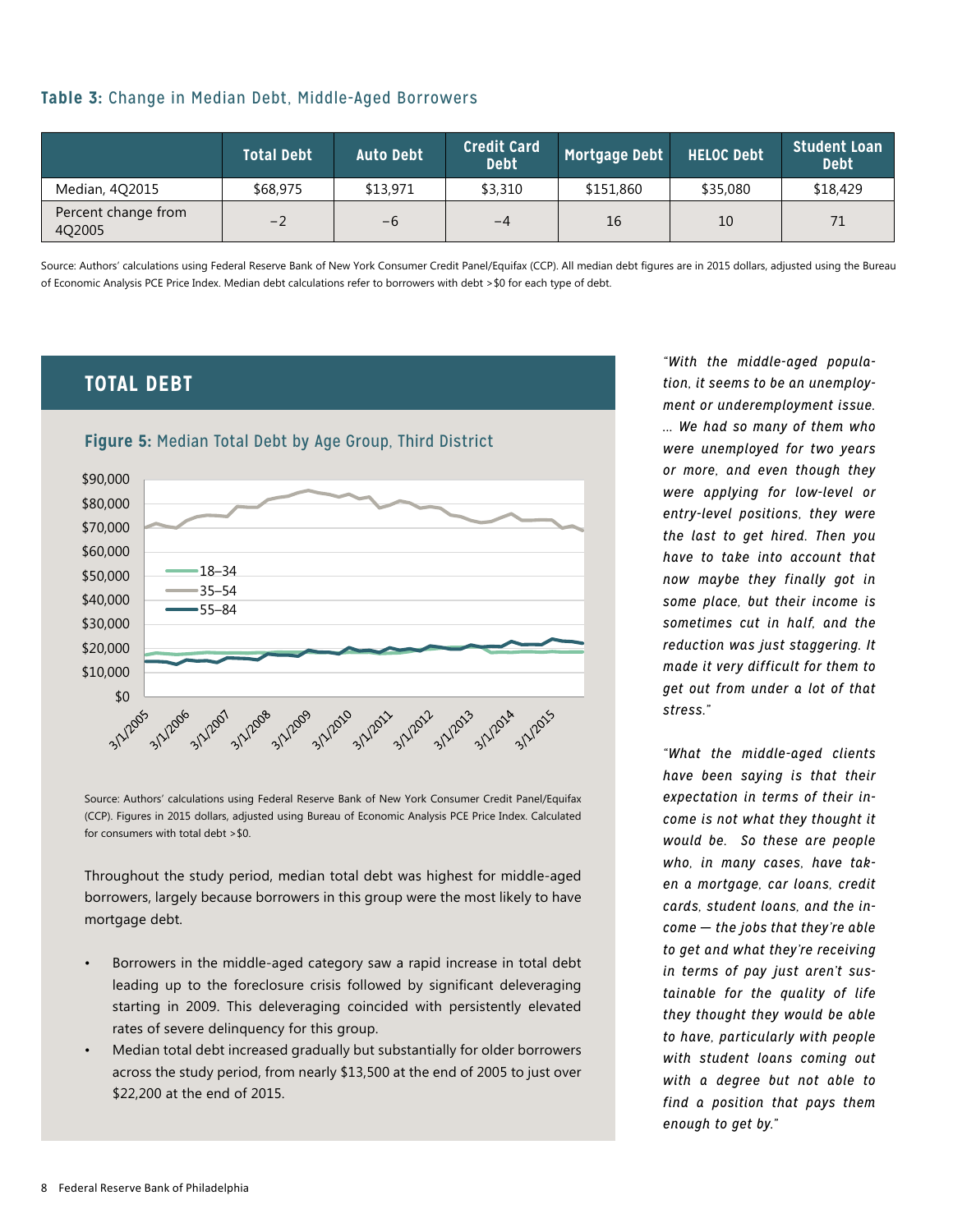**Table 3:** Change in Median Debt, Middle-Aged Borrowers

| | Total Debt | Auto Debt | Credit Card Debt | Mortgage Debt | HELOC Debt | Student Loan Debt |
|---|---|---|---|---|---|---|
| Median, 4Q2015 | $68,975 | $13,971 | $3,310 | $151,860 | $35,080 | $18,429 |
| Percent change from 4Q2005 | −2 | −6 | −4 | 16 | 10 | 71 |

Source: Authors' calculations using Federal Reserve Bank of New York Consumer Credit Panel/Equifax (CCP). All median debt figures are in 2015 dollars, adjusted using the Bureau of Economic Analysis PCE Price Index. Median debt calculations refer to borrowers with debt >$0 for each type of debt.

## TOTAL DEBT

**Figure 5:** Median Total Debt by Age Group, Third District

Source: Authors' calculations using Federal Reserve Bank of New York Consumer Credit Panel/Equifax (CCP). Figures in 2015 dollars, adjusted using Bureau of Economic Analysis PCE Price Index. Calculated for consumers with total debt >$0.

Throughout the study period, median total debt was highest for middle-aged borrowers, largely because borrowers in this group were the most likely to have mortgage debt.

- Borrowers in the middle-aged category saw a rapid increase in total debt leading up to the foreclosure crisis followed by significant deleveraging starting in 2009. This deleveraging coincided with persistently elevated rates of severe delinquency for this group.
- Median total debt increased gradually but substantially for older borrowers across the study period, from nearly $13,500 at the end of 2005 to just over $22,200 at the end of 2015.

*"With the middle-aged population, it seems to be an unemployment or underemployment issue. … We had so many of them who were unemployed for two years or more, and even though they were applying for low-level or entry-level positions, they were the last to get hired. Then you have to take into account that now maybe they finally got in some place, but their income is sometimes cut in half, and the reduction was just staggering. It made it very difficult for them to get out from under a lot of that stress."*

*"What the middle-aged clients have been saying is that their expectation in terms of their income is not what they thought it would be. So these are people who, in many cases, have taken a mortgage, car loans, credit cards, student loans, and the income — the jobs that they're able to get and what they're receiving in terms of pay just aren't sustainable for the quality of life they thought they would be able to have, particularly with people with student loans coming out with a degree but not able to find a position that pays them enough to get by."*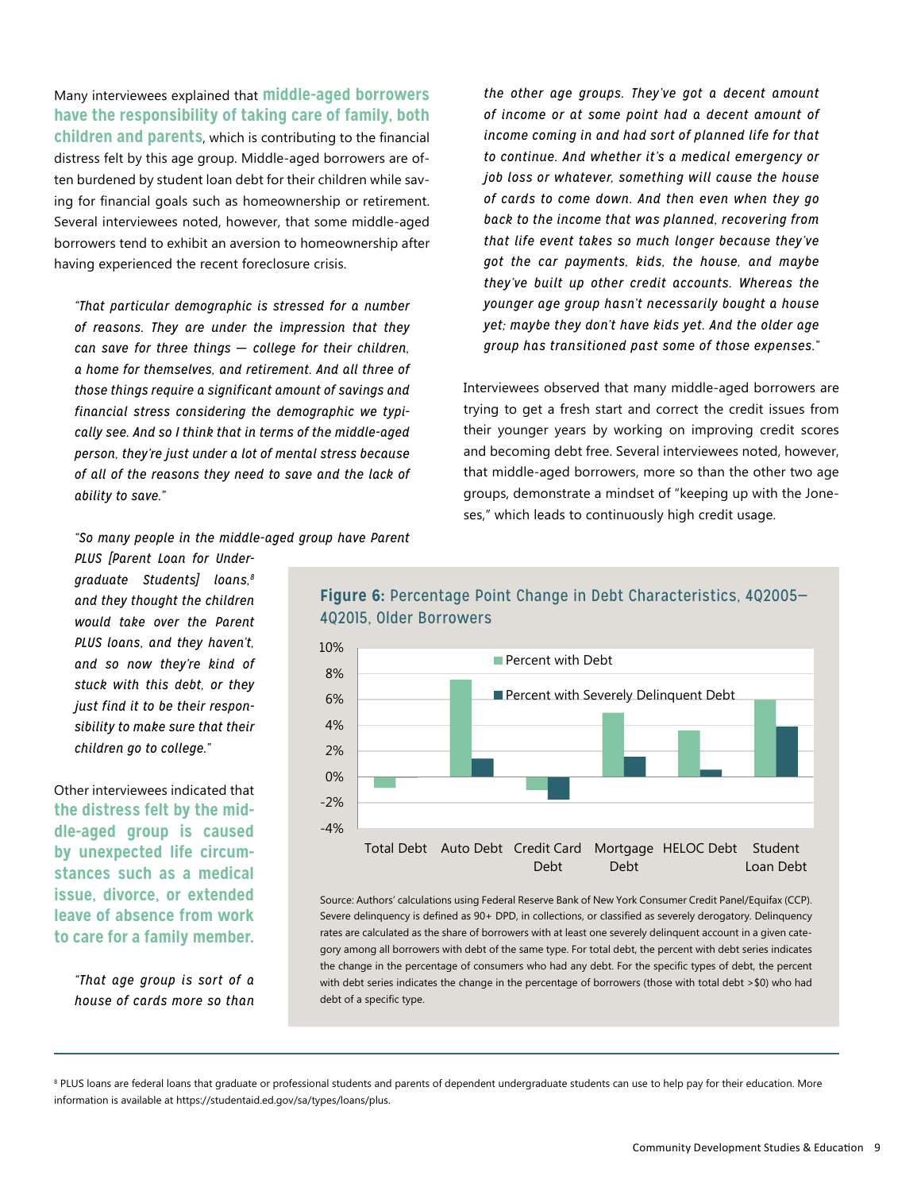Many interviewees explained that **middle-aged borrowers have the responsibility of taking care of family, both children and parents**, which is contributing to the financial distress felt by this age group. Middle-aged borrowers are often burdened by student loan debt for their children while saving for financial goals such as homeownership or retirement. Several interviewees noted, however, that some middle-aged borrowers tend to exhibit an aversion to homeownership after having experienced the recent foreclosure crisis.

> *"That particular demographic is stressed for a number of reasons. They are under the impression that they can save for three things — college for their children, a home for themselves, and retirement. And all three of those things require a significant amount of savings and financial stress considering the demographic we typically see. And so I think that in terms of the middle-aged person, they're just under a lot of mental stress because of all of the reasons they need to save and the lack of ability to save."*

> *"So many people in the middle-aged group have Parent PLUS [Parent Loan for Undergraduate Students] loans,[8] and they thought the children would take over the Parent PLUS loans, and they haven't, and so now they're kind of stuck with this debt, or they just find it to be their responsibility to make sure that their children go to college."*

Other interviewees indicated that **the distress felt by the middle-aged group is caused by unexpected life circumstances such as a medical issue, divorce, or extended leave of absence from work to care for a family member.**

> *"That age group is sort of a house of cards more so than the other age groups. They've got a decent amount of income or at some point had a decent amount of income coming in and had sort of planned life for that to continue. And whether it's a medical emergency or job loss or whatever, something will cause the house of cards to come down. And then even when they go back to the income that was planned, recovering from that life event takes so much longer because they've got the car payments, kids, the house, and maybe they've built up other credit accounts. Whereas the younger age group hasn't necessarily bought a house yet; maybe they don't have kids yet. And the older age group has transitioned past some of those expenses."*

Interviewees observed that many middle-aged borrowers are trying to get a fresh start and correct the credit issues from their younger years by working on improving credit scores and becoming debt free. Several interviewees noted, however, that middle-aged borrowers, more so than the other two age groups, demonstrate a mindset of "keeping up with the Joneses," which leads to continuously high credit usage.

**Figure 6:** Percentage Point Change in Debt Characteristics, 4Q2005–4Q2015, Older Borrowers

| | Percent with Debt | Percent with Severely Delinquent Debt |
|---|---|---|
| Total Debt | -0.8% | 0.0% |
| Auto Debt | 7.5% | 1.4% |
| Credit Card Debt | -1.0% | -1.8% |
| Mortgage Debt | 4.9% | 1.5% |
| HELOC Debt | 3.6% | 0.5% |
| Student Loan Debt | 5.9% | 3.8% |

Source: Authors' calculations using Federal Reserve Bank of New York Consumer Credit Panel/Equifax (CCP). Severe delinquency is defined as 90+ DPD, in collections, or classified as severely derogatory. Delinquency rates are calculated as the share of borrowers with at least one severely delinquent account in a given category among all borrowers with debt of the same type. For total debt, the percent with debt series indicates the change in the percentage of consumers who had any debt. For the specific types of debt, the percent with debt series indicates the change in the percentage of borrowers (those with total debt >$0) who had debt of a specific type.

[8] PLUS loans are federal loans that graduate or professional students and parents of dependent undergraduate students can use to help pay for their education. More information is available at https://studentaid.ed.gov/sa/types/loans/plus.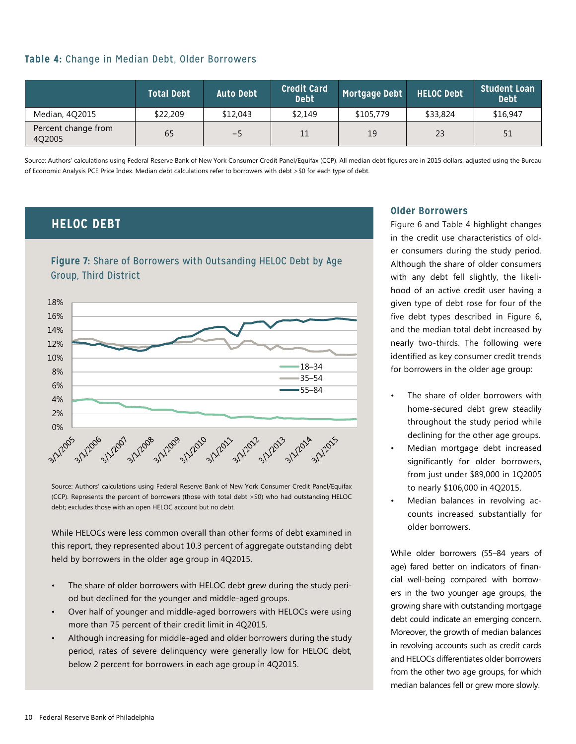**Table 4:** Change in Median Debt, Older Borrowers

| | Total Debt | Auto Debt | Credit Card Debt | Mortgage Debt | HELOC Debt | Student Loan Debt |
|---|---|---|---|---|---|---|
| Median, 4Q2015 | $22,209 | $12,043 | $2,149 | $105,779 | $33,824 | $16,947 |
| Percent change from 4Q2005 | 65 | −5 | 11 | 19 | 23 | 51 |

Source: Authors' calculations using Federal Reserve Bank of New York Consumer Credit Panel/Equifax (CCP). All median debt figures are in 2015 dollars, adjusted using the Bureau of Economic Analysis PCE Price Index. Median debt calculations refer to borrowers with debt >$0 for each type of debt.

## HELOC DEBT

**Figure 7:** Share of Borrowers with Outsanding HELOC Debt by Age Group, Third District

Source: Authors' calculations using Federal Reserve Bank of New York Consumer Credit Panel/Equifax (CCP). Represents the percent of borrowers (those with total debt >$0) who had outstanding HELOC debt; excludes those with an open HELOC account but no debt.

While HELOCs were less common overall than other forms of debt examined in this report, they represented about 10.3 percent of aggregate outstanding debt held by borrowers in the older age group in 4Q2015.

- The share of older borrowers with HELOC debt grew during the study period but declined for the younger and middle-aged groups.
- Over half of younger and middle-aged borrowers with HELOCs were using more than 75 percent of their credit limit in 4Q2015.
- Although increasing for middle-aged and older borrowers during the study period, rates of severe delinquency were generally low for HELOC debt, below 2 percent for borrowers in each age group in 4Q2015.

### Older Borrowers

Figure 6 and Table 4 highlight changes in the credit use characteristics of older consumers during the study period. Although the share of older consumers with any debt fell slightly, the likelihood of an active credit user having a given type of debt rose for four of the five debt types described in Figure 6, and the median total debt increased by nearly two-thirds. The following were identified as key consumer credit trends for borrowers in the older age group:

- The share of older borrowers with home-secured debt grew steadily throughout the study period while declining for the other age groups.
- Median mortgage debt increased significantly for older borrowers, from just under $89,000 in 1Q2005 to nearly $106,000 in 4Q2015.
- Median balances in revolving accounts increased substantially for older borrowers.

While older borrowers (55–84 years of age) fared better on indicators of financial well-being compared with borrowers in the two younger age groups, the growing share with outstanding mortgage debt could indicate an emerging concern. Moreover, the growth of median balances in revolving accounts such as credit cards and HELOCs differentiates older borrowers from the other two age groups, for which median balances fell or grew more slowly.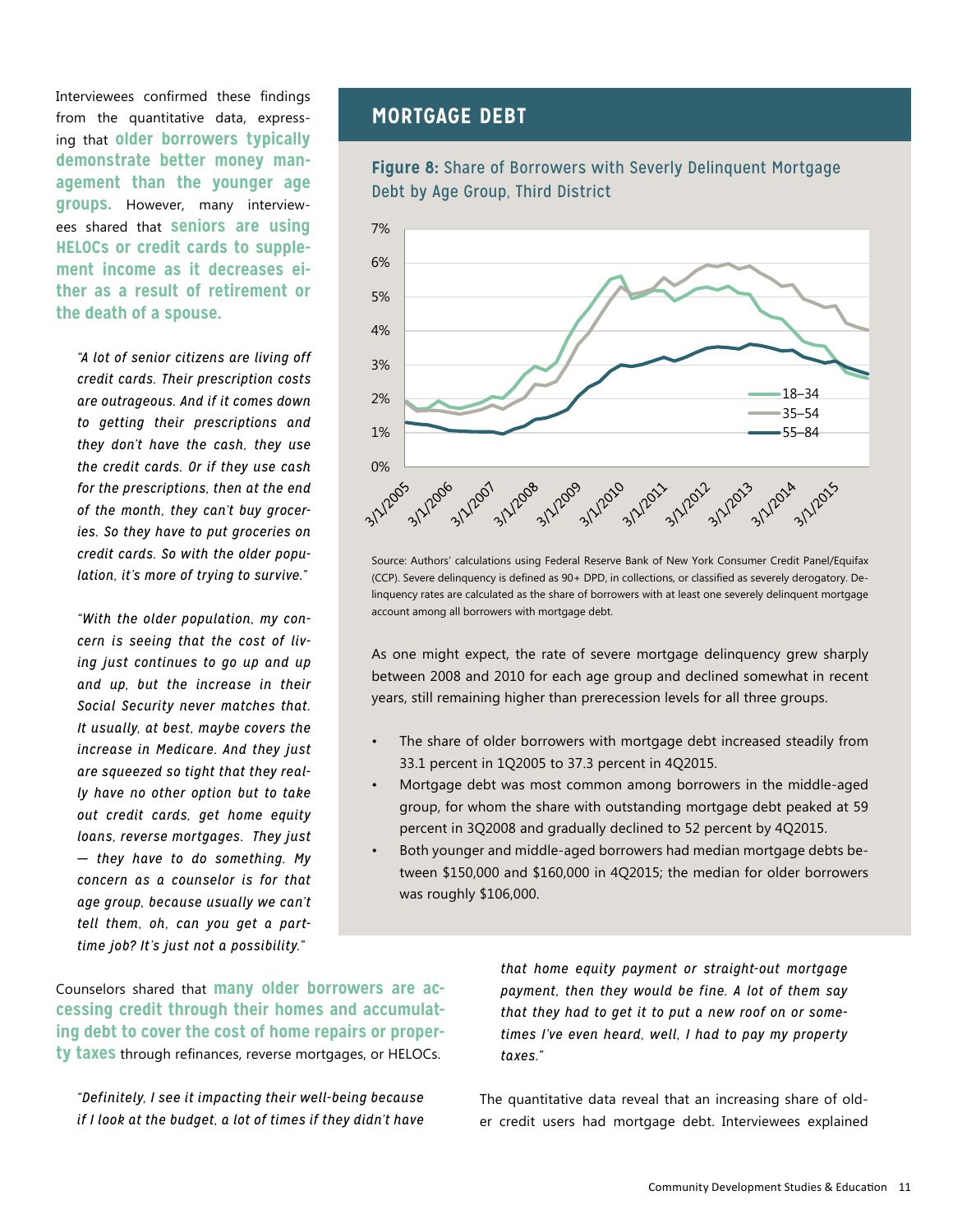Interviewees confirmed these findings from the quantitative data, expressing that **older borrowers typically demonstrate better money management than the younger age groups.** However, many interviewees shared that **seniors are using HELOCs or credit cards to supplement income as it decreases either as a result of retirement or the death of a spouse.**

> *"A lot of senior citizens are living off credit cards. Their prescription costs are outrageous. And if it comes down to getting their prescriptions and they don't have the cash, they use the credit cards. Or if they use cash for the prescriptions, then at the end of the month, they can't buy groceries. So they have to put groceries on credit cards. So with the older population, it's more of trying to survive."*

> *"With the older population, my concern is seeing that the cost of living just continues to go up and up and up, but the increase in their Social Security never matches that. It usually, at best, maybe covers the increase in Medicare. And they just are squeezed so tight that they really have no other option but to take out credit cards, get home equity loans, reverse mortgages. They just — they have to do something. My concern as a counselor is for that age group, because usually we can't tell them, oh, can you get a part-time job? It's just not a possibility."*

## MORTGAGE DEBT

**Figure 8:** Share of Borrowers with Severly Delinquent Mortgage Debt by Age Group, Third District

Source: Authors' calculations using Federal Reserve Bank of New York Consumer Credit Panel/Equifax (CCP). Severe delinquency is defined as 90+ DPD, in collections, or classified as severely derogatory. Delinquency rates are calculated as the share of borrowers with at least one severely delinquent mortgage account among all borrowers with mortgage debt.

As one might expect, the rate of severe mortgage delinquency grew sharply between 2008 and 2010 for each age group and declined somewhat in recent years, still remaining higher than prerecession levels for all three groups.

- The share of older borrowers with mortgage debt increased steadily from 33.1 percent in 1Q2005 to 37.3 percent in 4Q2015.
- Mortgage debt was most common among borrowers in the middle-aged group, for whom the share with outstanding mortgage debt peaked at 59 percent in 3Q2008 and gradually declined to 52 percent by 4Q2015.
- Both younger and middle-aged borrowers had median mortgage debts between $150,000 and $160,000 in 4Q2015; the median for older borrowers was roughly $106,000.

Counselors shared that **many older borrowers are accessing credit through their homes and accumulating debt to cover the cost of home repairs or property taxes** through refinances, reverse mortgages, or HELOCs.

> *"Definitely, I see it impacting their well-being because if I look at the budget, a lot of times if they didn't have that home equity payment or straight-out mortgage payment, then they would be fine. A lot of them say that they had to get it to put a new roof on or sometimes I've even heard, well, I had to pay my property taxes."*

The quantitative data reveal that an increasing share of older credit users had mortgage debt. Interviewees explained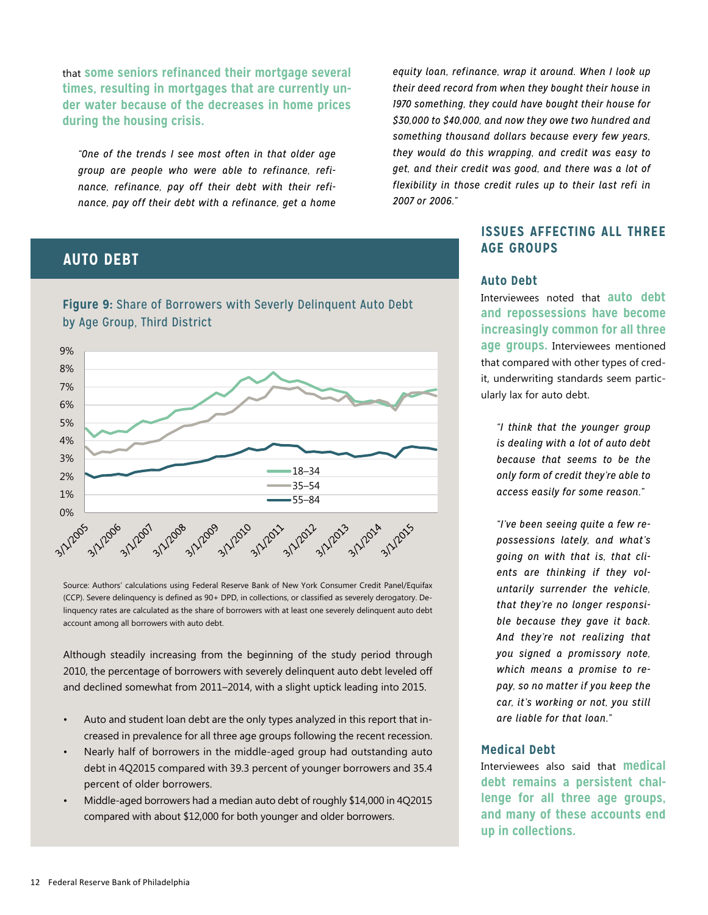that **some seniors refinanced their mortgage several times, resulting in mortgages that are currently under water because of the decreases in home prices during the housing crisis.**

> *"One of the trends I see most often in that older age group are people who were able to refinance, refinance, refinance, pay off their debt with their refinance, pay off their debt with a refinance, get a home equity loan, refinance, wrap it around. When I look up their deed record from when they bought their house in 1970 something, they could have bought their house for $30,000 to $40,000, and now they owe two hundred and something thousand dollars because every few years, they would do this wrapping, and credit was easy to get, and their credit was good, and there was a lot of flexibility in those credit rules up to their last refi in 2007 or 2006."*

## AUTO DEBT

**Figure 9:** Share of Borrowers with Severly Delinquent Auto Debt by Age Group, Third District

Source: Authors' calculations using Federal Reserve Bank of New York Consumer Credit Panel/Equifax (CCP). Severe delinquency is defined as 90+ DPD, in collections, or classified as severely derogatory. Delinquency rates are calculated as the share of borrowers with at least one severely delinquent auto debt account among all borrowers with auto debt.

Although steadily increasing from the beginning of the study period through 2010, the percentage of borrowers with severely delinquent auto debt leveled off and declined somewhat from 2011–2014, with a slight uptick leading into 2015.

- Auto and student loan debt are the only types analyzed in this report that increased in prevalence for all three age groups following the recent recession.
- Nearly half of borrowers in the middle-aged group had outstanding auto debt in 4Q2015 compared with 39.3 percent of younger borrowers and 35.4 percent of older borrowers.
- Middle-aged borrowers had a median auto debt of roughly $14,000 in 4Q2015 compared with about $12,000 for both younger and older borrowers.

## ISSUES AFFECTING ALL THREE AGE GROUPS

### Auto Debt

Interviewees noted that **auto debt and repossessions have become increasingly common for all three age groups.** Interviewees mentioned that compared with other types of credit, underwriting standards seem particularly lax for auto debt.

> *"I think that the younger group is dealing with a lot of auto debt because that seems to be the only form of credit they're able to access easily for some reason."*

> *"I've been seeing quite a few repossessions lately, and what's going on with that is, that clients are thinking if they voluntarily surrender the vehicle, that they're no longer responsible because they gave it back. And they're not realizing that you signed a promissory note, which means a promise to repay, so no matter if you keep the car, it's working or not, you still are liable for that loan."*

### Medical Debt

Interviewees also said that **medical debt remains a persistent challenge for all three age groups, and many of these accounts end up in collections.**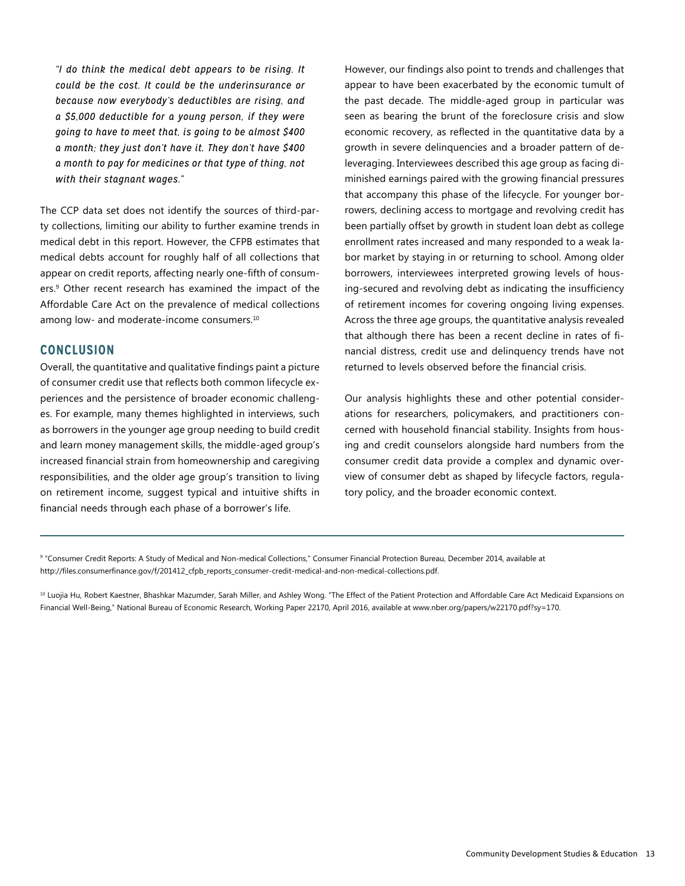*"I do think the medical debt appears to be rising. It could be the cost. It could be the underinsurance or because now everybody's deductibles are rising, and a $5,000 deductible for a young person, if they were going to have to meet that, is going to be almost $400 a month; they just don't have it. They don't have $400 a month to pay for medicines or that type of thing, not with their stagnant wages."*

The CCP data set does not identify the sources of third-party collections, limiting our ability to further examine trends in medical debt in this report. However, the CFPB estimates that medical debts account for roughly half of all collections that appear on credit reports, affecting nearly one-fifth of consumers.[9] Other recent research has examined the impact of the Affordable Care Act on the prevalence of medical collections among low- and moderate-income consumers.[10]

## CONCLUSION

Overall, the quantitative and qualitative findings paint a picture of consumer credit use that reflects both common lifecycle experiences and the persistence of broader economic challenges. For example, many themes highlighted in interviews, such as borrowers in the younger age group needing to build credit and learn money management skills, the middle-aged group's increased financial strain from homeownership and caregiving responsibilities, and the older age group's transition to living on retirement income, suggest typical and intuitive shifts in financial needs through each phase of a borrower's life.

However, our findings also point to trends and challenges that appear to have been exacerbated by the economic tumult of the past decade. The middle-aged group in particular was seen as bearing the brunt of the foreclosure crisis and slow economic recovery, as reflected in the quantitative data by a growth in severe delinquencies and a broader pattern of deleveraging. Interviewees described this age group as facing diminished earnings paired with the growing financial pressures that accompany this phase of the lifecycle. For younger borrowers, declining access to mortgage and revolving credit has been partially offset by growth in student loan debt as college enrollment rates increased and many responded to a weak labor market by staying in or returning to school. Among older borrowers, interviewees interpreted growing levels of housing-secured and revolving debt as indicating the insufficiency of retirement incomes for covering ongoing living expenses. Across the three age groups, the quantitative analysis revealed that although there has been a recent decline in rates of financial distress, credit use and delinquency trends have not returned to levels observed before the financial crisis.

Our analysis highlights these and other potential considerations for researchers, policymakers, and practitioners concerned with household financial stability. Insights from housing and credit counselors alongside hard numbers from the consumer credit data provide a complex and dynamic overview of consumer debt as shaped by lifecycle factors, regulatory policy, and the broader economic context.

---

[9] "Consumer Credit Reports: A Study of Medical and Non-medical Collections," Consumer Financial Protection Bureau, December 2014, available at http://files.consumerfinance.gov/f/201412_cfpb_reports_consumer-credit-medical-and-non-medical-collections.pdf.

[10] Luojia Hu, Robert Kaestner, Bhashkar Mazumder, Sarah Miller, and Ashley Wong. "The Effect of the Patient Protection and Affordable Care Act Medicaid Expansions on Financial Well-Being," National Bureau of Economic Research, Working Paper 22170, April 2016, available at www.nber.org/papers/w22170.pdf?sy=170.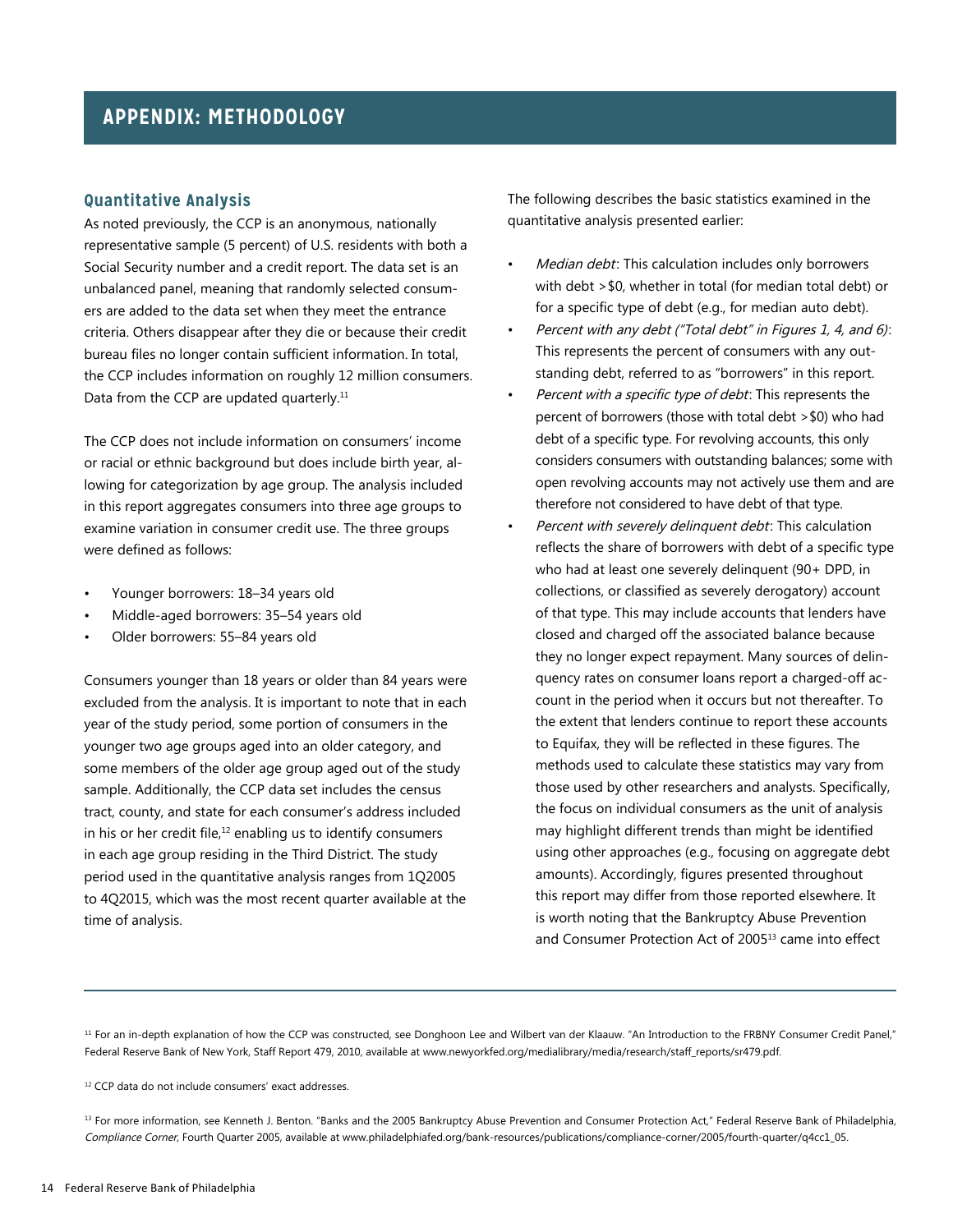# APPENDIX: METHODOLOGY

## Quantitative Analysis

As noted previously, the CCP is an anonymous, nationally representative sample (5 percent) of U.S. residents with both a Social Security number and a credit report. The data set is an unbalanced panel, meaning that randomly selected consumers are added to the data set when they meet the entrance criteria. Others disappear after they die or because their credit bureau files no longer contain sufficient information. In total, the CCP includes information on roughly 12 million consumers. Data from the CCP are updated quarterly.[11]

The CCP does not include information on consumers' income or racial or ethnic background but does include birth year, allowing for categorization by age group. The analysis included in this report aggregates consumers into three age groups to examine variation in consumer credit use. The three groups were defined as follows:

- Younger borrowers: 18–34 years old
- Middle-aged borrowers: 35–54 years old
- Older borrowers: 55–84 years old

Consumers younger than 18 years or older than 84 years were excluded from the analysis. It is important to note that in each year of the study period, some portion of consumers in the younger two age groups aged into an older category, and some members of the older age group aged out of the study sample. Additionally, the CCP data set includes the census tract, county, and state for each consumer's address included in his or her credit file,[12] enabling us to identify consumers in each age group residing in the Third District. The study period used in the quantitative analysis ranges from 1Q2005 to 4Q2015, which was the most recent quarter available at the time of analysis.

The following describes the basic statistics examined in the quantitative analysis presented earlier:

- *Median debt*: This calculation includes only borrowers with debt >$0, whether in total (for median total debt) or for a specific type of debt (e.g., for median auto debt).
- *Percent with any debt ("Total debt" in Figures 1, 4, and 6)*: This represents the percent of consumers with any outstanding debt, referred to as "borrowers" in this report.
- *Percent with a specific type of debt*: This represents the percent of borrowers (those with total debt >$0) who had debt of a specific type. For revolving accounts, this only considers consumers with outstanding balances; some with open revolving accounts may not actively use them and are therefore not considered to have debt of that type.
- *Percent with severely delinquent debt*: This calculation reflects the share of borrowers with debt of a specific type who had at least one severely delinquent (90+ DPD, in collections, or classified as severely derogatory) account of that type. This may include accounts that lenders have closed and charged off the associated balance because they no longer expect repayment. Many sources of delinquency rates on consumer loans report a charged-off account in the period when it occurs but not thereafter. To the extent that lenders continue to report these accounts to Equifax, they will be reflected in these figures. The methods used to calculate these statistics may vary from those used by other researchers and analysts. Specifically, the focus on individual consumers as the unit of analysis may highlight different trends than might be identified using other approaches (e.g., focusing on aggregate debt amounts). Accordingly, figures presented throughout this report may differ from those reported elsewhere. It is worth noting that the Bankruptcy Abuse Prevention and Consumer Protection Act of 2005[13] came into effect

---

[11] For an in-depth explanation of how the CCP was constructed, see Donghoon Lee and Wilbert van der Klaauw. "An Introduction to the FRBNY Consumer Credit Panel," Federal Reserve Bank of New York, Staff Report 479, 2010, available at www.newyorkfed.org/medialibrary/media/research/staff_reports/sr479.pdf.

[12] CCP data do not include consumers' exact addresses.

[13] For more information, see Kenneth J. Benton. "Banks and the 2005 Bankruptcy Abuse Prevention and Consumer Protection Act," Federal Reserve Bank of Philadelphia, *Compliance Corner*, Fourth Quarter 2005, available at www.philadelphiafed.org/bank-resources/publications/compliance-corner/2005/fourth-quarter/q4cc1_05.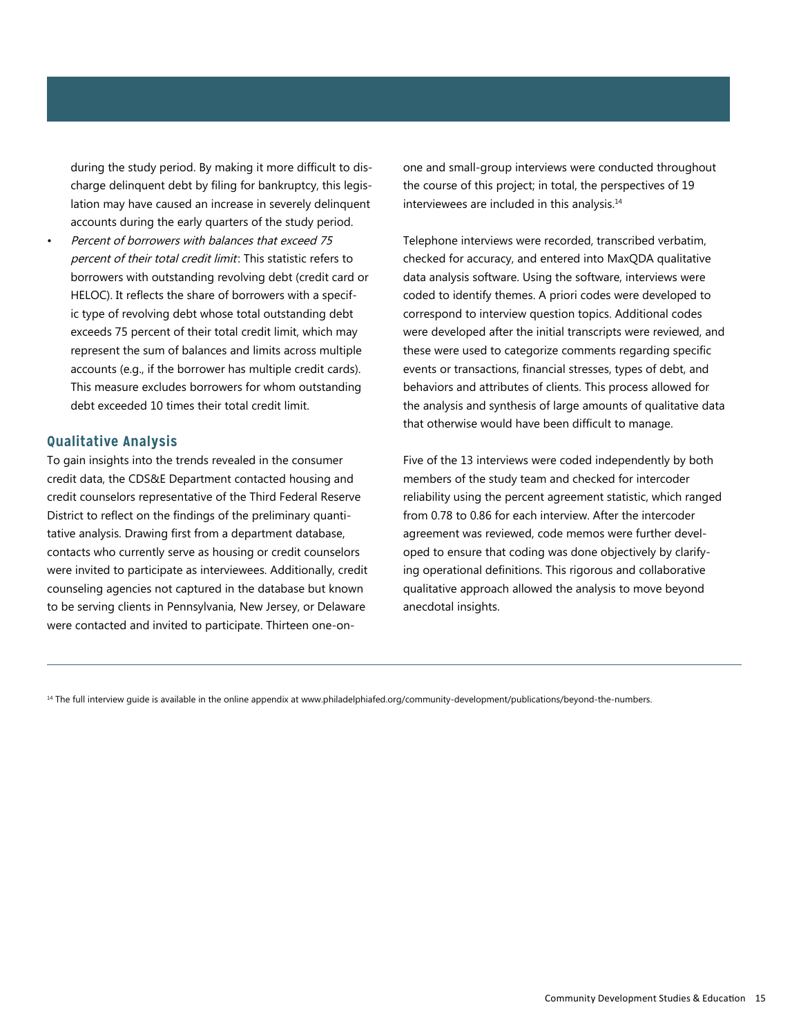during the study period. By making it more difficult to discharge delinquent debt by filing for bankruptcy, this legislation may have caused an increase in severely delinquent accounts during the early quarters of the study period.

- *Percent of borrowers with balances that exceed 75 percent of their total credit limit*: This statistic refers to borrowers with outstanding revolving debt (credit card or HELOC). It reflects the share of borrowers with a specific type of revolving debt whose total outstanding debt exceeds 75 percent of their total credit limit, which may represent the sum of balances and limits across multiple accounts (e.g., if the borrower has multiple credit cards). This measure excludes borrowers for whom outstanding debt exceeded 10 times their total credit limit.

## Qualitative Analysis

To gain insights into the trends revealed in the consumer credit data, the CDS&E Department contacted housing and credit counselors representative of the Third Federal Reserve District to reflect on the findings of the preliminary quantitative analysis. Drawing first from a department database, contacts who currently serve as housing or credit counselors were invited to participate as interviewees. Additionally, credit counseling agencies not captured in the database but known to be serving clients in Pennsylvania, New Jersey, or Delaware were contacted and invited to participate. Thirteen one-on-one and small-group interviews were conducted throughout the course of this project; in total, the perspectives of 19 interviewees are included in this analysis.[14]

Telephone interviews were recorded, transcribed verbatim, checked for accuracy, and entered into MaxQDA qualitative data analysis software. Using the software, interviews were coded to identify themes. A priori codes were developed to correspond to interview question topics. Additional codes were developed after the initial transcripts were reviewed, and these were used to categorize comments regarding specific events or transactions, financial stresses, types of debt, and behaviors and attributes of clients. This process allowed for the analysis and synthesis of large amounts of qualitative data that otherwise would have been difficult to manage.

Five of the 13 interviews were coded independently by both members of the study team and checked for intercoder reliability using the percent agreement statistic, which ranged from 0.78 to 0.86 for each interview. After the intercoder agreement was reviewed, code memos were further developed to ensure that coding was done objectively by clarifying operational definitions. This rigorous and collaborative qualitative approach allowed the analysis to move beyond anecdotal insights.

---

[14] The full interview guide is available in the online appendix at www.philadelphiafed.org/community-development/publications/beyond-the-numbers.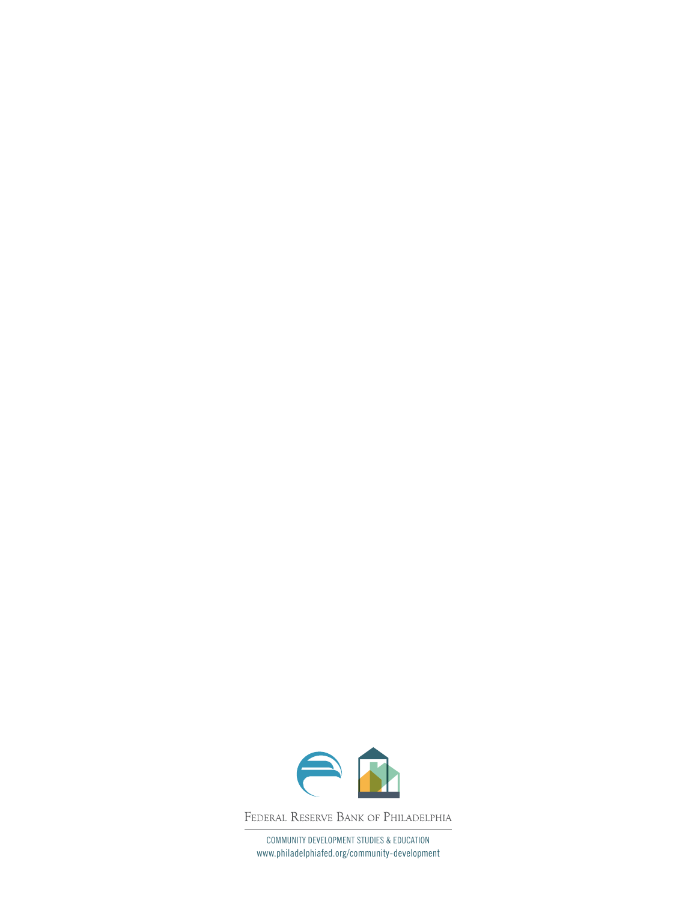Federal Reserve Bank of Philadelphia

COMMUNITY DEVELOPMENT STUDIES & EDUCATION
www.philadelphiafed.org/community-development